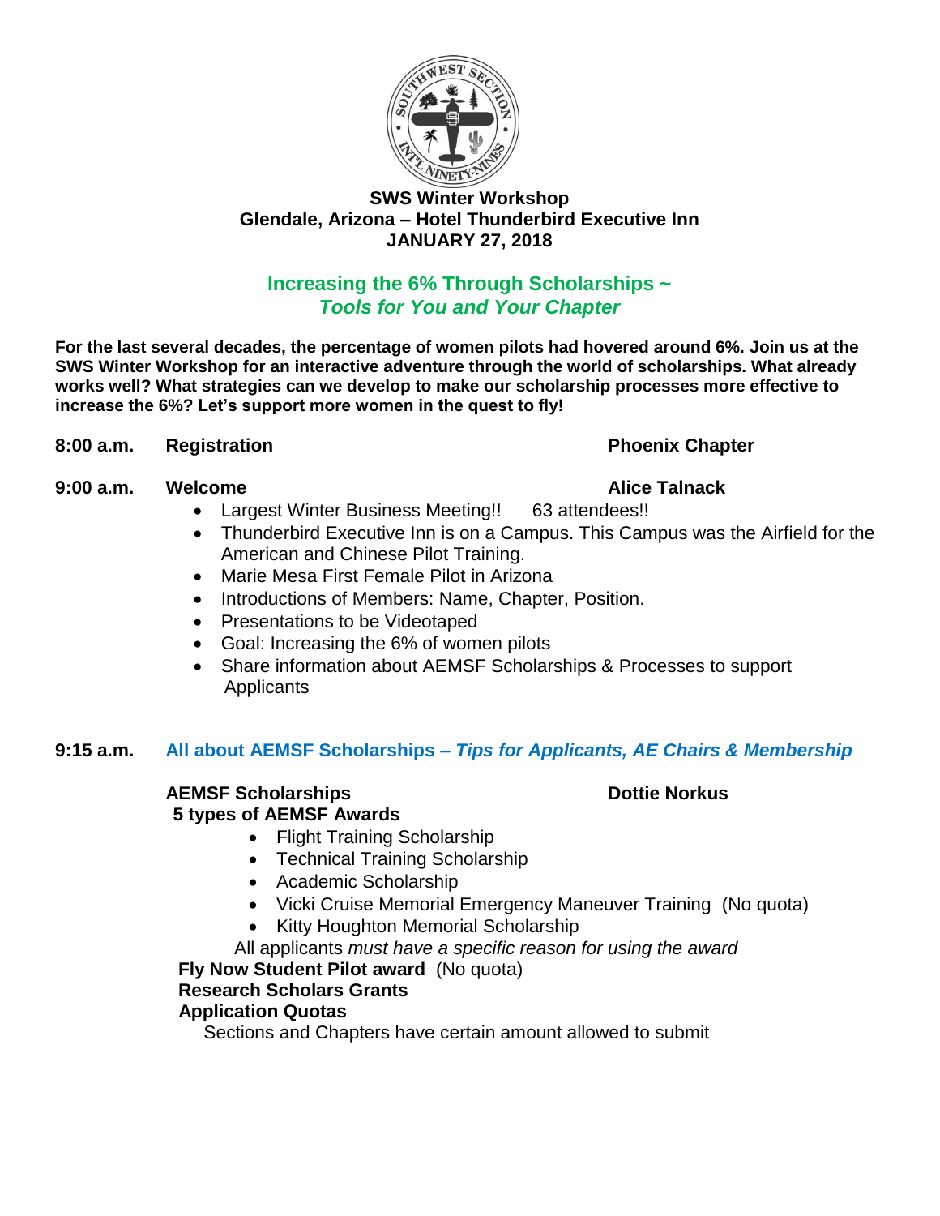# SWS Winter Workshop
## Glendale, Arizona – Hotel Thunderbird Executive Inn
## JANUARY 27, 2018

## Increasing the 6% Through Scholarships ~
## *Tools for You and Your Chapter*

**For the last several decades, the percentage of women pilots had hovered around 6%. Join us at the SWS Winter Workshop for an interactive adventure through the world of scholarships. What already works well? What strategies can we develop to make our scholarship processes more effective to increase the 6%? Let's support more women in the quest to fly!**

**8:00 a.m.** **Registration** — **Phoenix Chapter**

**9:00 a.m.** **Welcome** — **Alice Talnack**

- Largest Winter Business Meeting!! 63 attendees!!
- Thunderbird Executive Inn is on a Campus. This Campus was the Airfield for the American and Chinese Pilot Training.
- Marie Mesa First Female Pilot in Arizona
- Introductions of Members: Name, Chapter, Position.
- Presentations to be Videotaped
- Goal: Increasing the 6% of women pilots
- Share information about AEMSF Scholarships & Processes to support Applicants

**9:15 a.m.** **All about AEMSF Scholarships – *Tips for Applicants, AE Chairs & Membership***

**AEMSF Scholarships** — **Dottie Norkus**

**5 types of AEMSF Awards**

- Flight Training Scholarship
- Technical Training Scholarship
- Academic Scholarship
- Vicki Cruise Memorial Emergency Maneuver Training (No quota)
- Kitty Houghton Memorial Scholarship

All applicants *must have a specific reason for using the award*

**Fly Now Student Pilot award** (No quota)

**Research Scholars Grants**

**Application Quotas**

Sections and Chapters have certain amount allowed to submit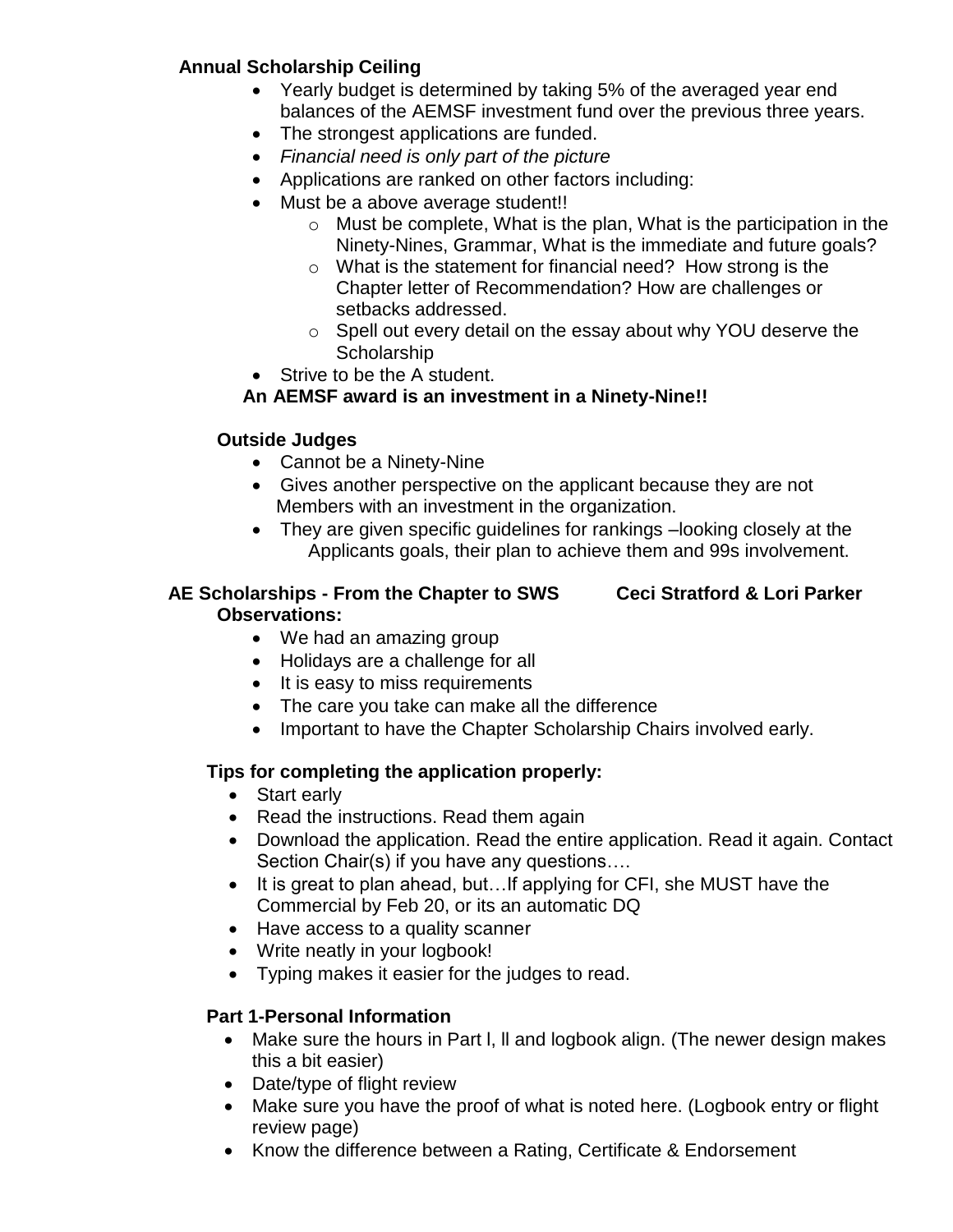**Annual Scholarship Ceiling**

- Yearly budget is determined by taking 5% of the averaged year end balances of the AEMSF investment fund over the previous three years.
- The strongest applications are funded.
- *Financial need is only part of the picture*
- Applications are ranked on other factors including:
- Must be a above average student!!
  - Must be complete, What is the plan, What is the participation in the Ninety-Nines, Grammar, What is the immediate and future goals?
  - What is the statement for financial need? How strong is the Chapter letter of Recommendation? How are challenges or setbacks addressed.
  - Spell out every detail on the essay about why YOU deserve the Scholarship
- Strive to be the A student.

**An AEMSF award is an investment in a Ninety-Nine!!**

**Outside Judges**

- Cannot be a Ninety-Nine
- Gives another perspective on the applicant because they are not Members with an investment in the organization.
- They are given specific guidelines for rankings –looking closely at the Applicants goals, their plan to achieve them and 99s involvement.

**AE Scholarships - From the Chapter to SWS** **Ceci Stratford & Lori Parker**

**Observations:**

- We had an amazing group
- Holidays are a challenge for all
- It is easy to miss requirements
- The care you take can make all the difference
- Important to have the Chapter Scholarship Chairs involved early.

**Tips for completing the application properly:**

- Start early
- Read the instructions. Read them again
- Download the application. Read the entire application. Read it again. Contact Section Chair(s) if you have any questions….
- It is great to plan ahead, but…If applying for CFI, she MUST have the Commercial by Feb 20, or its an automatic DQ
- Have access to a quality scanner
- Write neatly in your logbook!
- Typing makes it easier for the judges to read.

**Part 1-Personal Information**

- Make sure the hours in Part l, ll and logbook align. (The newer design makes this a bit easier)
- Date/type of flight review
- Make sure you have the proof of what is noted here. (Logbook entry or flight review page)
- Know the difference between a Rating, Certificate & Endorsement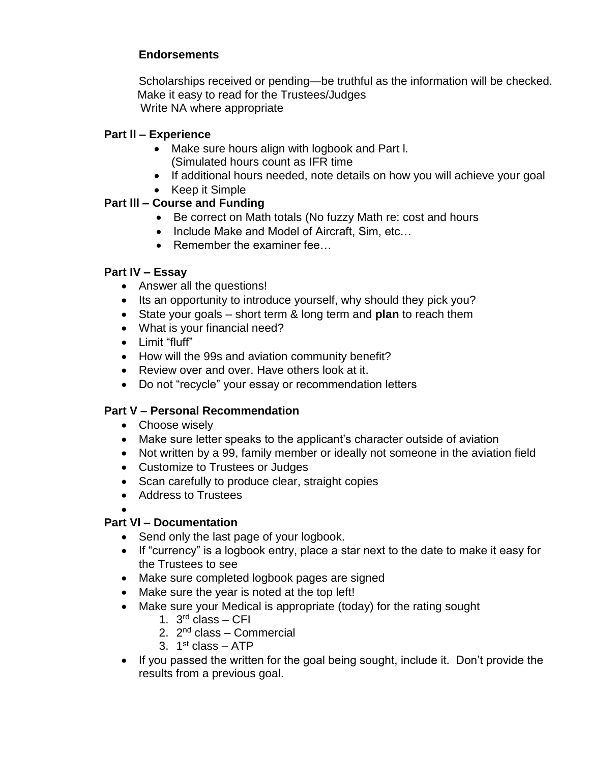**Endorsements**

Scholarships received or pending—be truthful as the information will be checked.
Make it easy to read for the Trustees/Judges
Write NA where appropriate

**Part ll – Experience**

- Make sure hours align with logbook and Part l.
  (Simulated hours count as IFR time
- If additional hours needed, note details on how you will achieve your goal
- Keep it Simple

**Part lll – Course and Funding**

- Be correct on Math totals (No fuzzy Math re: cost and hours
- Include Make and Model of Aircraft, Sim, etc…
- Remember the examiner fee…

**Part IV – Essay**

- Answer all the questions!
- Its an opportunity to introduce yourself, why should they pick you?
- State your goals – short term & long term and **plan** to reach them
- What is your financial need?
- Limit "fluff"
- How will the 99s and aviation community benefit?
- Review over and over. Have others look at it.
- Do not "recycle" your essay or recommendation letters

**Part V – Personal Recommendation**

- Choose wisely
- Make sure letter speaks to the applicant's character outside of aviation
- Not written by a 99, family member or ideally not someone in the aviation field
- Customize to Trustees or Judges
- Scan carefully to produce clear, straight copies
- Address to Trustees
-

**Part Vl – Documentation**

- Send only the last page of your logbook.
- If "currency" is a logbook entry, place a star next to the date to make it easy for the Trustees to see
- Make sure completed logbook pages are signed
- Make sure the year is noted at the top left!
- Make sure your Medical is appropriate (today) for the rating sought
  1. 3rd class – CFI
  2. 2nd class – Commercial
  3. 1st class – ATP
- If you passed the written for the goal being sought, include it. Don't provide the results from a previous goal.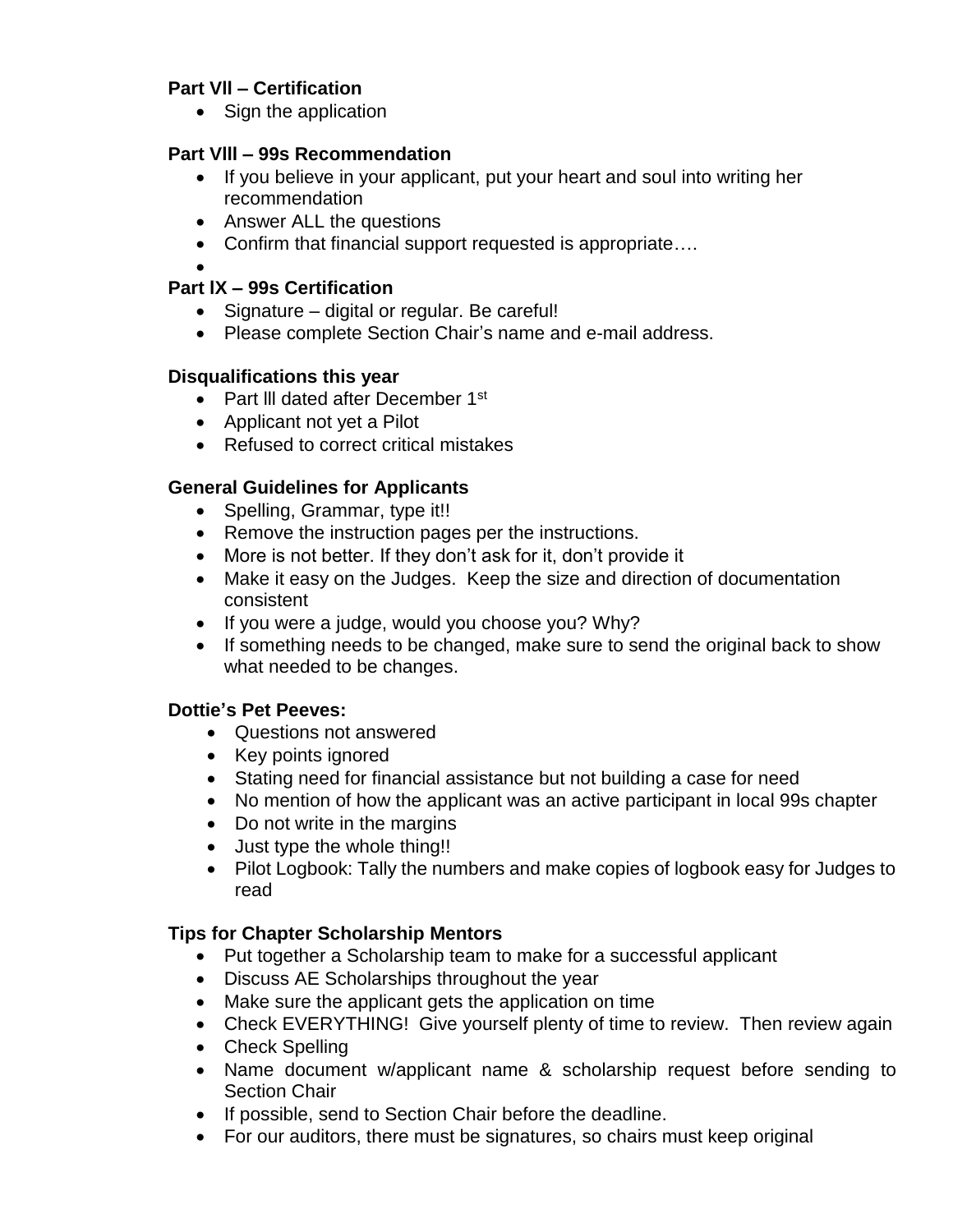**Part Vll – Certification**

- Sign the application

**Part Vlll – 99s Recommendation**

- If you believe in your applicant, put your heart and soul into writing her recommendation
- Answer ALL the questions
- Confirm that financial support requested is appropriate….
- 

**Part lX – 99s Certification**

- Signature – digital or regular. Be careful!
- Please complete Section Chair's name and e-mail address.

**Disqualifications this year**

- Part lll dated after December 1st
- Applicant not yet a Pilot
- Refused to correct critical mistakes

**General Guidelines for Applicants**

- Spelling, Grammar, type it!!
- Remove the instruction pages per the instructions.
- More is not better. If they don't ask for it, don't provide it
- Make it easy on the Judges. Keep the size and direction of documentation consistent
- If you were a judge, would you choose you? Why?
- If something needs to be changed, make sure to send the original back to show what needed to be changes.

**Dottie's Pet Peeves:**

- Questions not answered
- Key points ignored
- Stating need for financial assistance but not building a case for need
- No mention of how the applicant was an active participant in local 99s chapter
- Do not write in the margins
- Just type the whole thing!!
- Pilot Logbook: Tally the numbers and make copies of logbook easy for Judges to read

**Tips for Chapter Scholarship Mentors**

- Put together a Scholarship team to make for a successful applicant
- Discuss AE Scholarships throughout the year
- Make sure the applicant gets the application on time
- Check EVERYTHING! Give yourself plenty of time to review. Then review again
- Check Spelling
- Name document w/applicant name & scholarship request before sending to Section Chair
- If possible, send to Section Chair before the deadline.
- For our auditors, there must be signatures, so chairs must keep original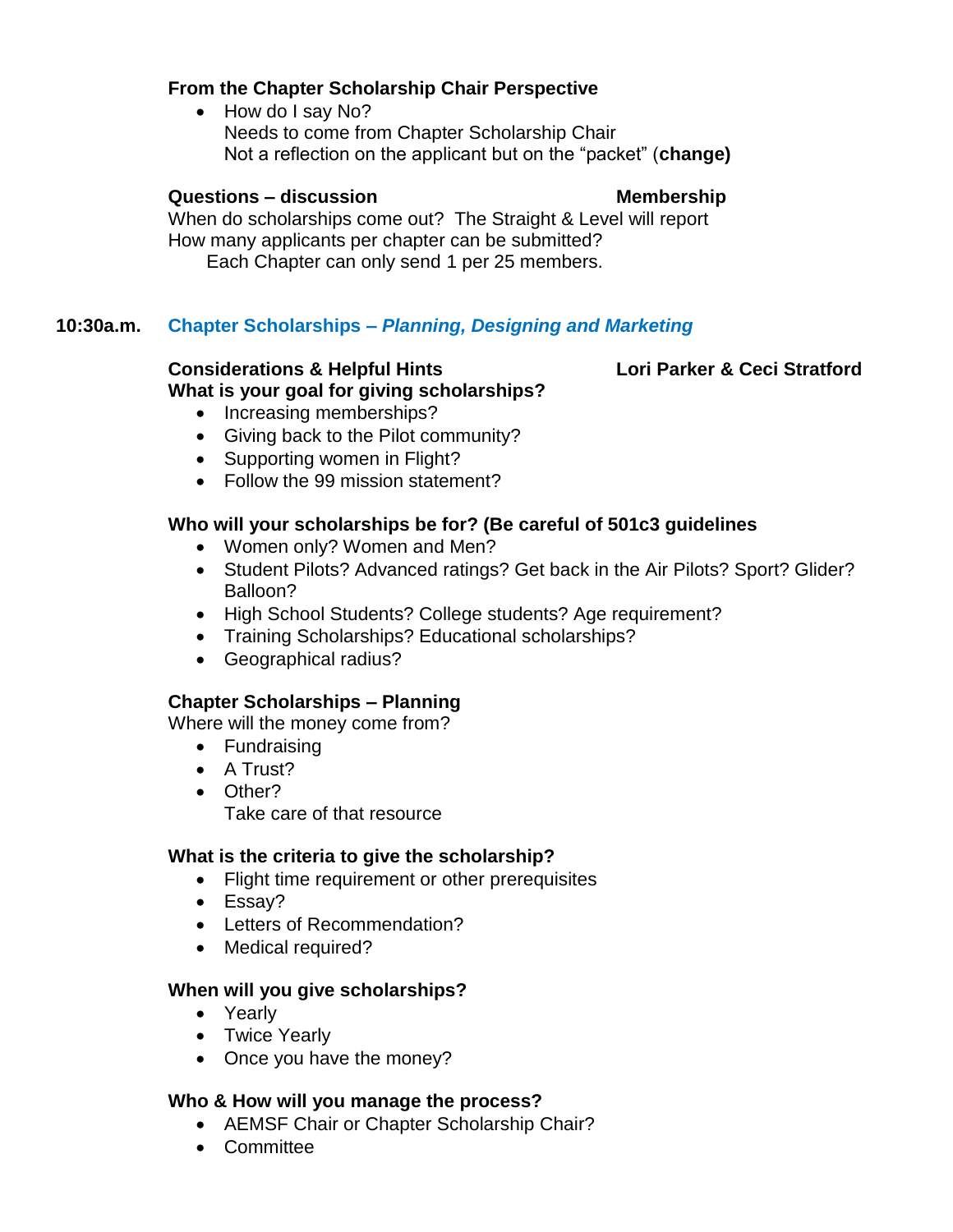**From the Chapter Scholarship Chair Perspective**

- How do I say No?
  Needs to come from Chapter Scholarship Chair
  Not a reflection on the applicant but on the "packet" (**change)**

**Questions – discussion** **Membership**

When do scholarships come out? The Straight & Level will report
How many applicants per chapter can be submitted?
Each Chapter can only send 1 per 25 members.

## 10:30a.m. Chapter Scholarships – *Planning, Designing and Marketing*

**Considerations & Helpful Hints** **Lori Parker & Ceci Stratford**

**What is your goal for giving scholarships?**

- Increasing memberships?
- Giving back to the Pilot community?
- Supporting women in Flight?
- Follow the 99 mission statement?

**Who will your scholarships be for? (Be careful of 501c3 guidelines**

- Women only? Women and Men?
- Student Pilots? Advanced ratings? Get back in the Air Pilots? Sport? Glider? Balloon?
- High School Students? College students? Age requirement?
- Training Scholarships? Educational scholarships?
- Geographical radius?

**Chapter Scholarships – Planning**

Where will the money come from?

- Fundraising
- A Trust?
- Other?
  Take care of that resource

**What is the criteria to give the scholarship?**

- Flight time requirement or other prerequisites
- Essay?
- Letters of Recommendation?
- Medical required?

**When will you give scholarships?**

- Yearly
- Twice Yearly
- Once you have the money?

**Who & How will you manage the process?**

- AEMSF Chair or Chapter Scholarship Chair?
- Committee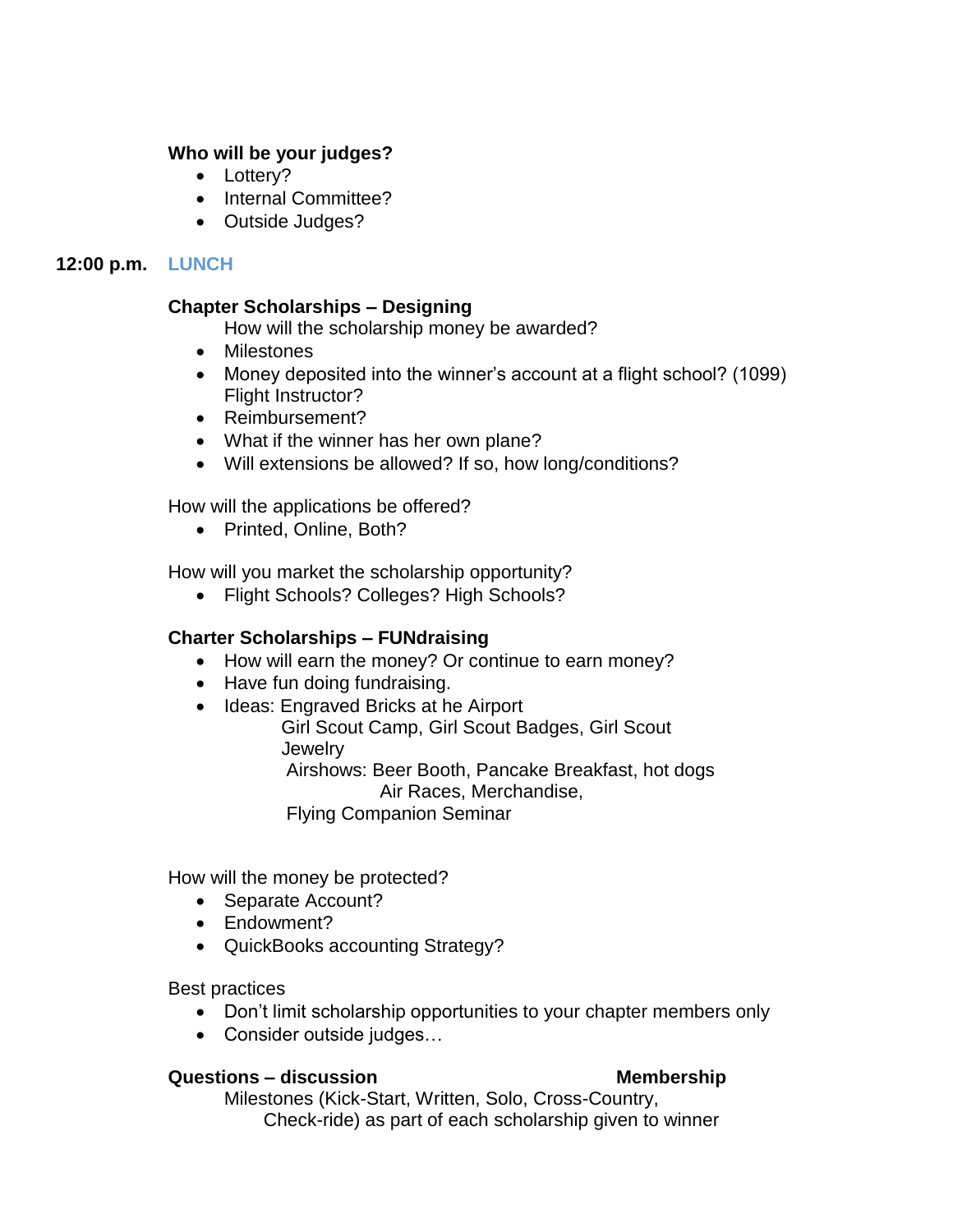**Who will be your judges?**

- Lottery?
- Internal Committee?
- Outside Judges?

**12:00 p.m.** LUNCH

**Chapter Scholarships – Designing**

How will the scholarship money be awarded?

- Milestones
- Money deposited into the winner's account at a flight school? (1099) Flight Instructor?
- Reimbursement?
- What if the winner has her own plane?
- Will extensions be allowed? If so, how long/conditions?

How will the applications be offered?

- Printed, Online, Both?

How will you market the scholarship opportunity?

- Flight Schools? Colleges? High Schools?

**Charter Scholarships – FUNdraising**

- How will earn the money? Or continue to earn money?
- Have fun doing fundraising.
- Ideas: Engraved Bricks at he Airport
  Girl Scout Camp, Girl Scout Badges, Girl Scout Jewelry
  Airshows: Beer Booth, Pancake Breakfast, hot dogs
  Air Races, Merchandise,
  Flying Companion Seminar

How will the money be protected?

- Separate Account?
- Endowment?
- QuickBooks accounting Strategy?

Best practices

- Don't limit scholarship opportunities to your chapter members only
- Consider outside judges…

**Questions – discussion** **Membership**

Milestones (Kick-Start, Written, Solo, Cross-Country, Check-ride) as part of each scholarship given to winner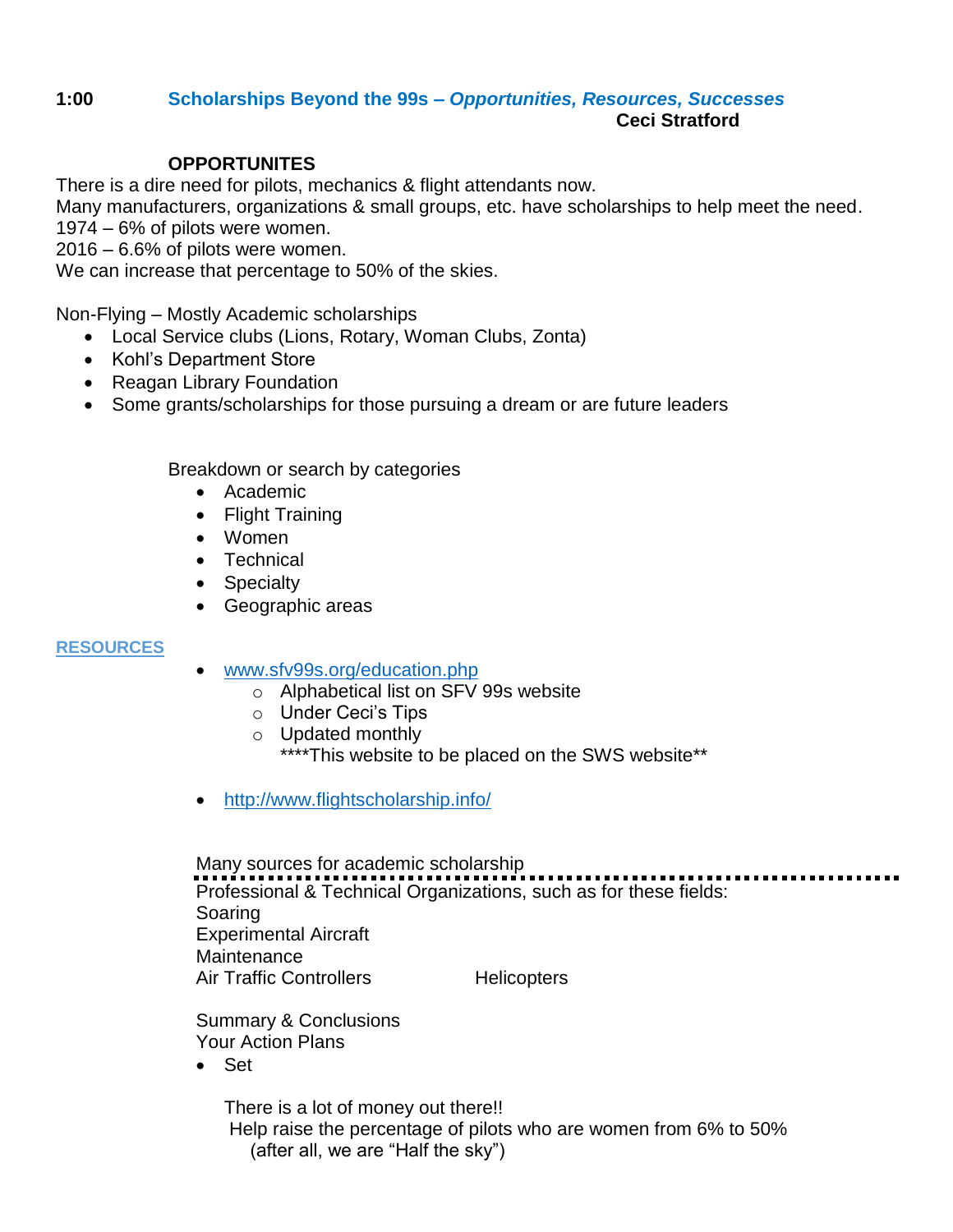**1:00** **Scholarships Beyond the 99s – *Opportunities, Resources, Successes***

**Ceci Stratford**

### OPPORTUNITES

There is a dire need for pilots, mechanics & flight attendants now.
Many manufacturers, organizations & small groups, etc. have scholarships to help meet the need.
1974 – 6% of pilots were women.
2016 – 6.6% of pilots were women.
We can increase that percentage to 50% of the skies.

Non-Flying – Mostly Academic scholarships

- Local Service clubs (Lions, Rotary, Woman Clubs, Zonta)
- Kohl's Department Store
- Reagan Library Foundation
- Some grants/scholarships for those pursuing a dream or are future leaders

Breakdown or search by categories

- Academic
- Flight Training
- Women
- Technical
- Specialty
- Geographic areas

### RESOURCES

- www.sfv99s.org/education.php
  - Alphabetical list on SFV 99s website
  - Under Ceci's Tips
  - Updated monthly

  ****This website to be placed on the SWS website**

- http://www.flightscholarship.info/

Many sources for academic scholarship

---

Professional & Technical Organizations, such as for these fields:
Soaring
Experimental Aircraft
Maintenance
Air Traffic Controllers        Helicopters

Summary & Conclusions
Your Action Plans

- Set

There is a lot of money out there!!
Help raise the percentage of pilots who are women from 6% to 50%
(after all, we are "Half the sky")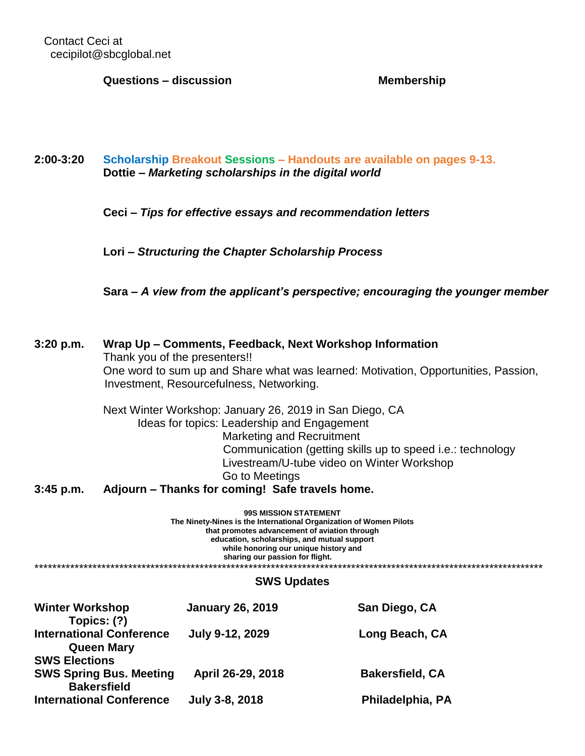Contact Ceci at
cecipilot@sbcglobal.net

**Questions – discussion** **Membership**

**2:00-3:20** **Scholarship Breakout Sessions – Handouts are available on pages 9-13.**

**Dottie –** ***Marketing scholarships in the digital world***

**Ceci –** ***Tips for effective essays and recommendation letters***

**Lori –** ***Structuring the Chapter Scholarship Process***

**Sara –** ***A view from the applicant's perspective; encouraging the younger member***

**3:20 p.m.** **Wrap Up – Comments, Feedback, Next Workshop Information**

Thank you of the presenters!!

One word to sum up and Share what was learned: Motivation, Opportunities, Passion, Investment, Resourcefulness, Networking.

Next Winter Workshop: January 26, 2019 in San Diego, CA

Ideas for topics: Leadership and Engagement
Marketing and Recruitment
Communication (getting skills up to speed i.e.: technology
Livestream/U-tube video on Winter Workshop
Go to Meetings

**3:45 p.m.** **Adjourn – Thanks for coming! Safe travels home.**

**99S MISSION STATEMENT**
**The Ninety-Nines is the International Organization of Women Pilots that promotes advancement of aviation through education, scholarships, and mutual support while honoring our unique history and sharing our passion for flight.**

***************************************************************************************************************

## SWS Updates

| | | |
|---|---|---|
| **Winter Workshop** Topics: (?) | **January 26, 2019** | **San Diego, CA** |
| **International Conference** Queen Mary | **July 9-12, 2029** | **Long Beach, CA** |
| **SWS Elections** | | |
| **SWS Spring Bus. Meeting** Bakersfield | **April 26-29, 2018** | **Bakersfield, CA** |
| **International Conference** | **July 3-8, 2018** | **Philadelphia, PA** |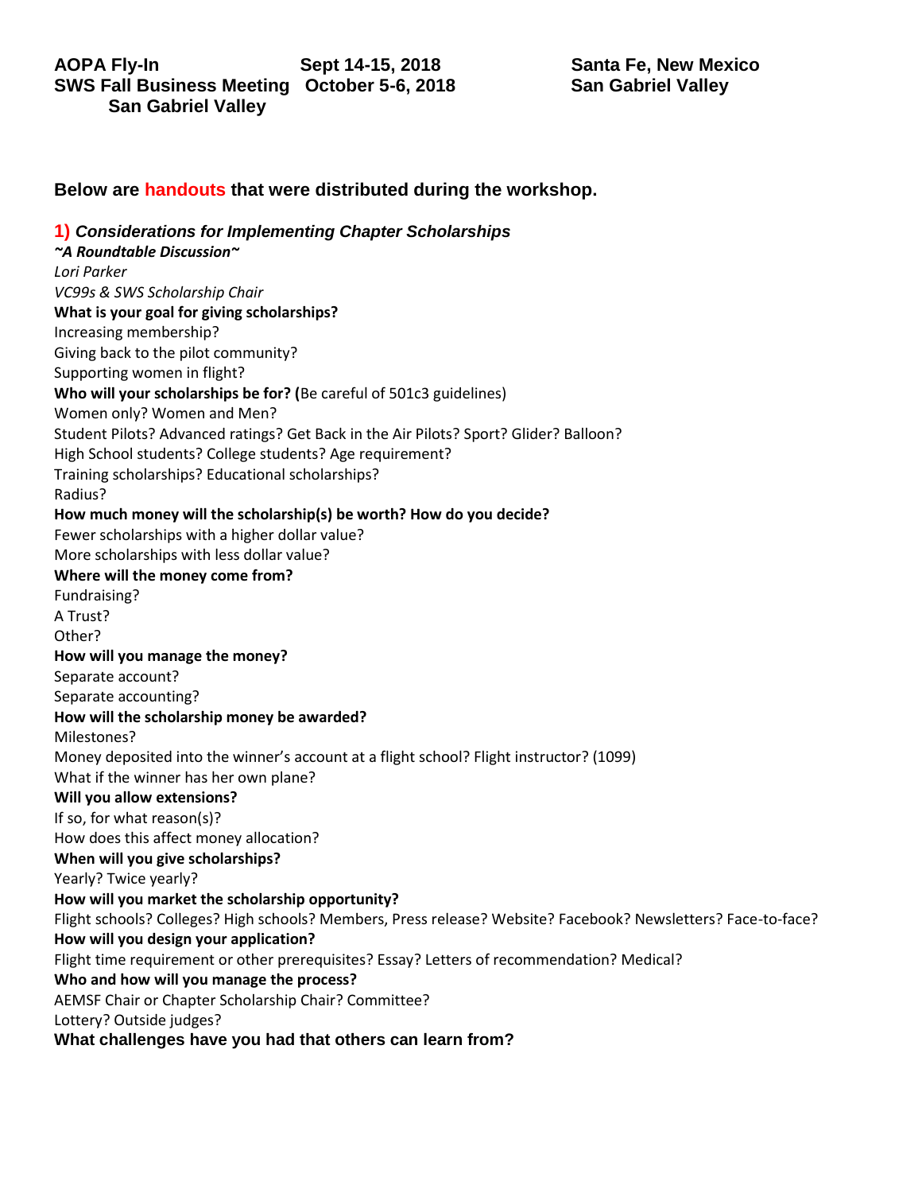**AOPA Fly-In** **Sept 14-15, 2018** **Santa Fe, New Mexico**
**SWS Fall Business Meeting** **October 5-6, 2018** **San Gabriel Valley**
**San Gabriel Valley**

## Below are handouts that were distributed during the workshop.

### 1) *Considerations for Implementing Chapter Scholarships*

***~A Roundtable Discussion~***

*Lori Parker*
*VC99s & SWS Scholarship Chair*

**What is your goal for giving scholarships?**
Increasing membership?
Giving back to the pilot community?
Supporting women in flight?

**Who will your scholarships be for? (**Be careful of 501c3 guidelines)
Women only? Women and Men?
Student Pilots? Advanced ratings? Get Back in the Air Pilots? Sport? Glider? Balloon?
High School students? College students? Age requirement?
Training scholarships? Educational scholarships?
Radius?

**How much money will the scholarship(s) be worth? How do you decide?**
Fewer scholarships with a higher dollar value?
More scholarships with less dollar value?

**Where will the money come from?**
Fundraising?
A Trust?
Other?

**How will you manage the money?**
Separate account?
Separate accounting?

**How will the scholarship money be awarded?**
Milestones?
Money deposited into the winner's account at a flight school? Flight instructor? (1099)
What if the winner has her own plane?

**Will you allow extensions?**
If so, for what reason(s)?
How does this affect money allocation?

**When will you give scholarships?**
Yearly? Twice yearly?

**How will you market the scholarship opportunity?**
Flight schools? Colleges? High schools? Members, Press release? Website? Facebook? Newsletters? Face-to-face?

**How will you design your application?**
Flight time requirement or other prerequisites? Essay? Letters of recommendation? Medical?

**Who and how will you manage the process?**
AEMSF Chair or Chapter Scholarship Chair? Committee?
Lottery? Outside judges?

**What challenges have you had that others can learn from?**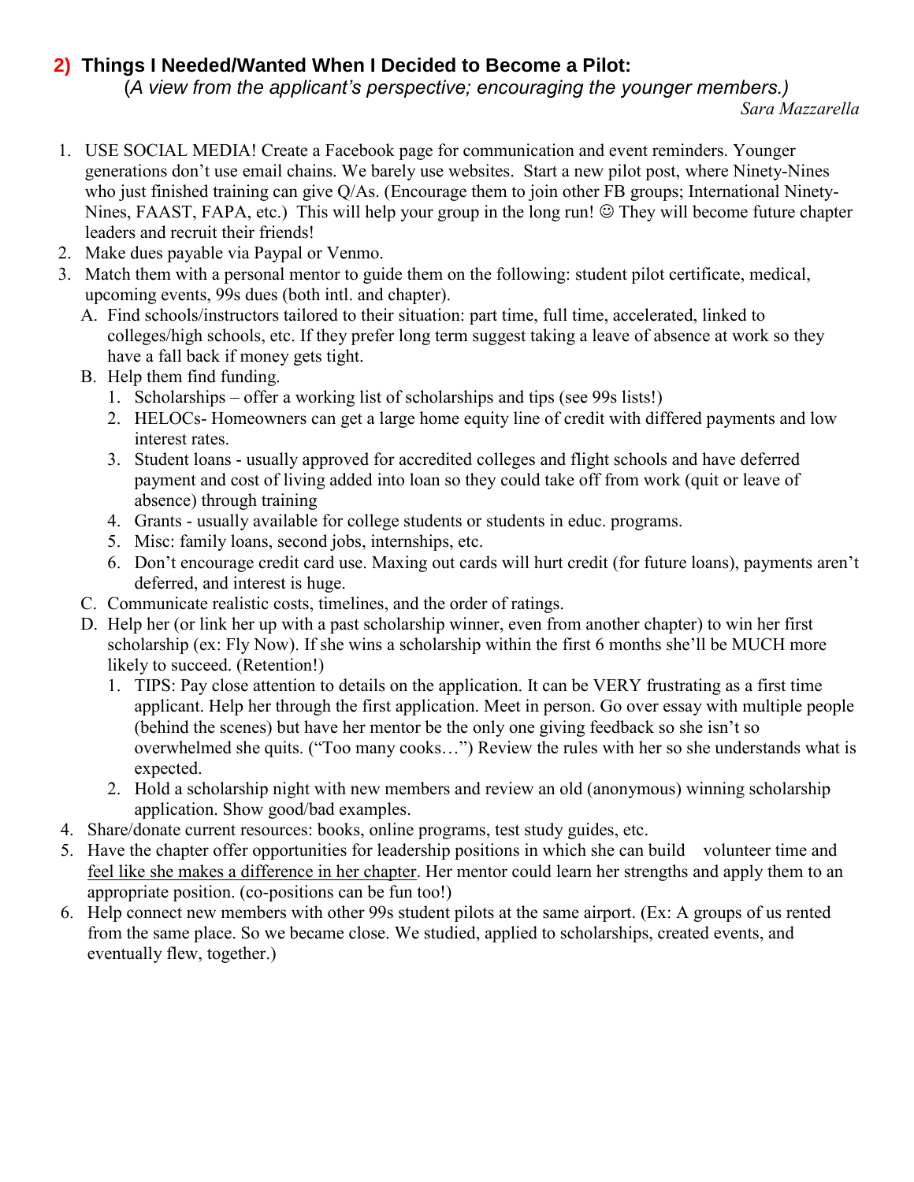## **2) Things I Needed/Wanted When I Decided to Become a Pilot:**

(*A view from the applicant's perspective; encouraging the younger members.)*

*Sara Mazzarella*

1. USE SOCIAL MEDIA! Create a Facebook page for communication and event reminders. Younger generations don't use email chains. We barely use websites. Start a new pilot post, where Ninety-Nines who just finished training can give Q/As. (Encourage them to join other FB groups; International Ninety-Nines, FAAST, FAPA, etc.) This will help your group in the long run! ☺ They will become future chapter leaders and recruit their friends!
2. Make dues payable via Paypal or Venmo.
3. Match them with a personal mentor to guide them on the following: student pilot certificate, medical, upcoming events, 99s dues (both intl. and chapter).
   - A. Find schools/instructors tailored to their situation: part time, full time, accelerated, linked to colleges/high schools, etc. If they prefer long term suggest taking a leave of absence at work so they have a fall back if money gets tight.
   - B. Help them find funding.
     1. Scholarships – offer a working list of scholarships and tips (see 99s lists!)
     2. HELOCs- Homeowners can get a large home equity line of credit with differed payments and low interest rates.
     3. Student loans - usually approved for accredited colleges and flight schools and have deferred payment and cost of living added into loan so they could take off from work (quit or leave of absence) through training
     4. Grants - usually available for college students or students in educ. programs.
     5. Misc: family loans, second jobs, internships, etc.
     6. Don't encourage credit card use. Maxing out cards will hurt credit (for future loans), payments aren't deferred, and interest is huge.
   - C. Communicate realistic costs, timelines, and the order of ratings.
   - D. Help her (or link her up with a past scholarship winner, even from another chapter) to win her first scholarship (ex: Fly Now). If she wins a scholarship within the first 6 months she'll be MUCH more likely to succeed. (Retention!)
     1. TIPS: Pay close attention to details on the application. It can be VERY frustrating as a first time applicant. Help her through the first application. Meet in person. Go over essay with multiple people (behind the scenes) but have her mentor be the only one giving feedback so she isn't so overwhelmed she quits. ("Too many cooks…") Review the rules with her so she understands what is expected.
     2. Hold a scholarship night with new members and review an old (anonymous) winning scholarship application. Show good/bad examples.
4. Share/donate current resources: books, online programs, test study guides, etc.
5. Have the chapter offer opportunities for leadership positions in which she can build volunteer time and <u>feel like she makes a difference in her chapter</u>. Her mentor could learn her strengths and apply them to an appropriate position. (co-positions can be fun too!)
6. Help connect new members with other 99s student pilots at the same airport. (Ex: A groups of us rented from the same place. So we became close. We studied, applied to scholarships, created events, and eventually flew, together.)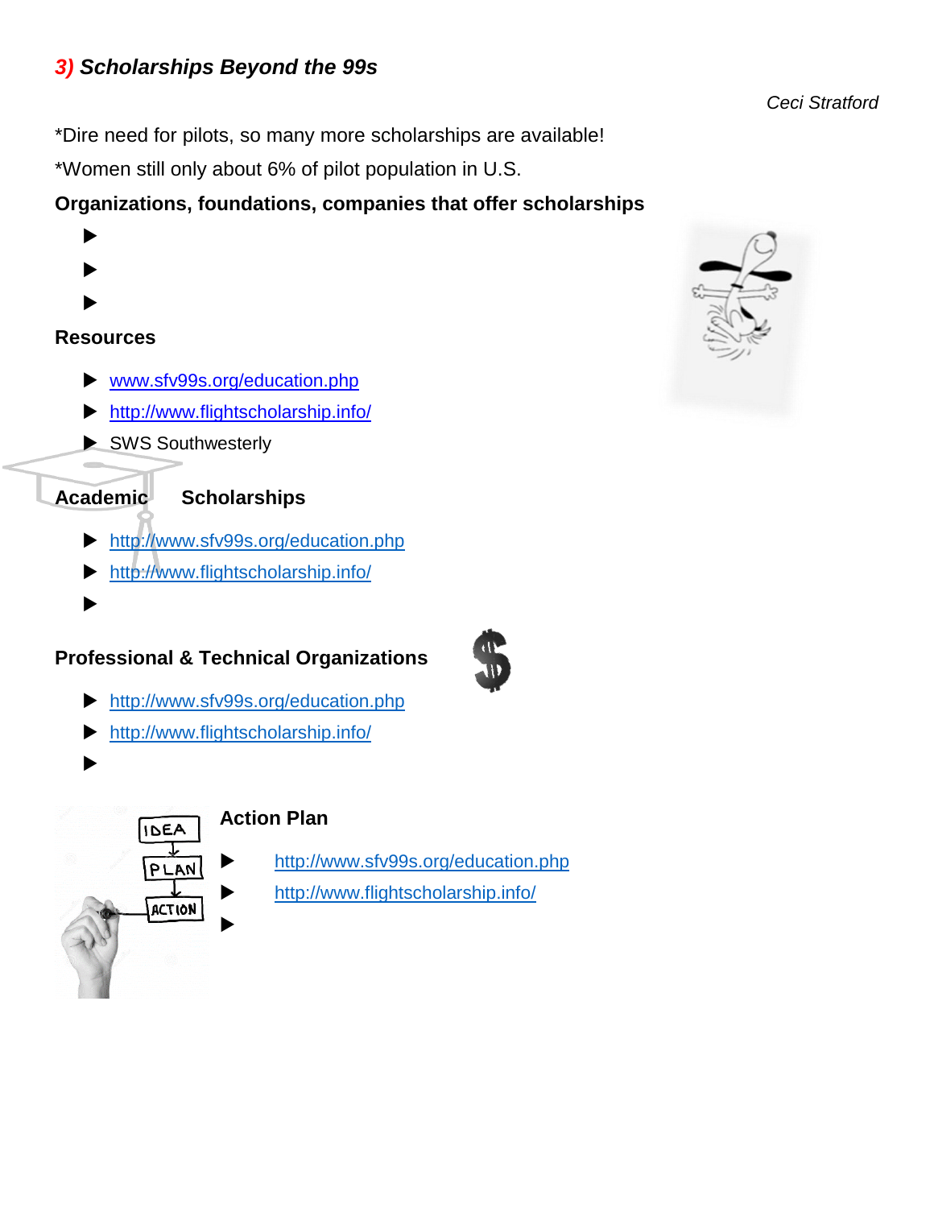## 3) *Scholarships Beyond the 99s*

*Ceci Stratford*

*Dire need for pilots, so many more scholarships are available!

*Women still only about 6% of pilot population in U.S.

**Organizations, foundations, companies that offer scholarships**

- 
- 
- 

**Resources**

- www.sfv99s.org/education.php
- http://www.flightscholarship.info/
- SWS Southwesterly

**Academic Scholarships**

- http://www.sfv99s.org/education.php
- http://www.flightscholarship.info/
- 

**Professional & Technical Organizations**

- http://www.sfv99s.org/education.php
- http://www.flightscholarship.info/
- 

**Action Plan**

- http://www.sfv99s.org/education.php
- http://www.flightscholarship.info/
-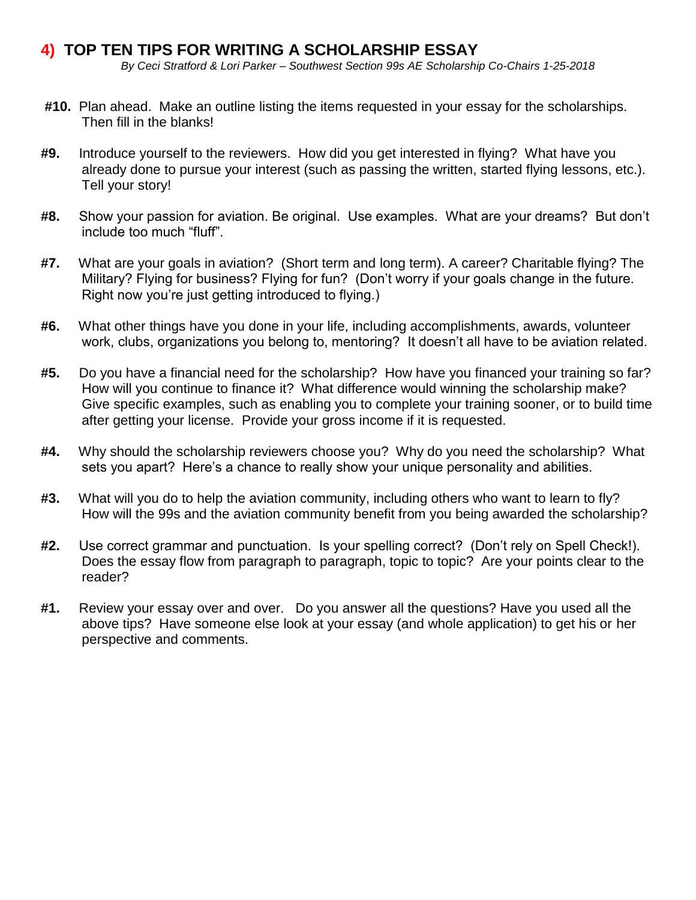## 4) TOP TEN TIPS FOR WRITING A SCHOLARSHIP ESSAY

*By Ceci Stratford & Lori Parker – Southwest Section 99s AE Scholarship Co-Chairs 1-25-2018*

**#10.** Plan ahead. Make an outline listing the items requested in your essay for the scholarships. Then fill in the blanks!

**#9.** Introduce yourself to the reviewers. How did you get interested in flying? What have you already done to pursue your interest (such as passing the written, started flying lessons, etc.). Tell your story!

**#8.** Show your passion for aviation. Be original. Use examples. What are your dreams? But don't include too much "fluff".

**#7.** What are your goals in aviation? (Short term and long term). A career? Charitable flying? The Military? Flying for business? Flying for fun? (Don't worry if your goals change in the future. Right now you're just getting introduced to flying.)

**#6.** What other things have you done in your life, including accomplishments, awards, volunteer work, clubs, organizations you belong to, mentoring? It doesn't all have to be aviation related.

**#5.** Do you have a financial need for the scholarship? How have you financed your training so far? How will you continue to finance it? What difference would winning the scholarship make? Give specific examples, such as enabling you to complete your training sooner, or to build time after getting your license. Provide your gross income if it is requested.

**#4.** Why should the scholarship reviewers choose you? Why do you need the scholarship? What sets you apart? Here's a chance to really show your unique personality and abilities.

**#3.** What will you do to help the aviation community, including others who want to learn to fly? How will the 99s and the aviation community benefit from you being awarded the scholarship?

**#2.** Use correct grammar and punctuation. Is your spelling correct? (Don't rely on Spell Check!). Does the essay flow from paragraph to paragraph, topic to topic? Are your points clear to the reader?

**#1.** Review your essay over and over. Do you answer all the questions? Have you used all the above tips? Have someone else look at your essay (and whole application) to get his or her perspective and comments.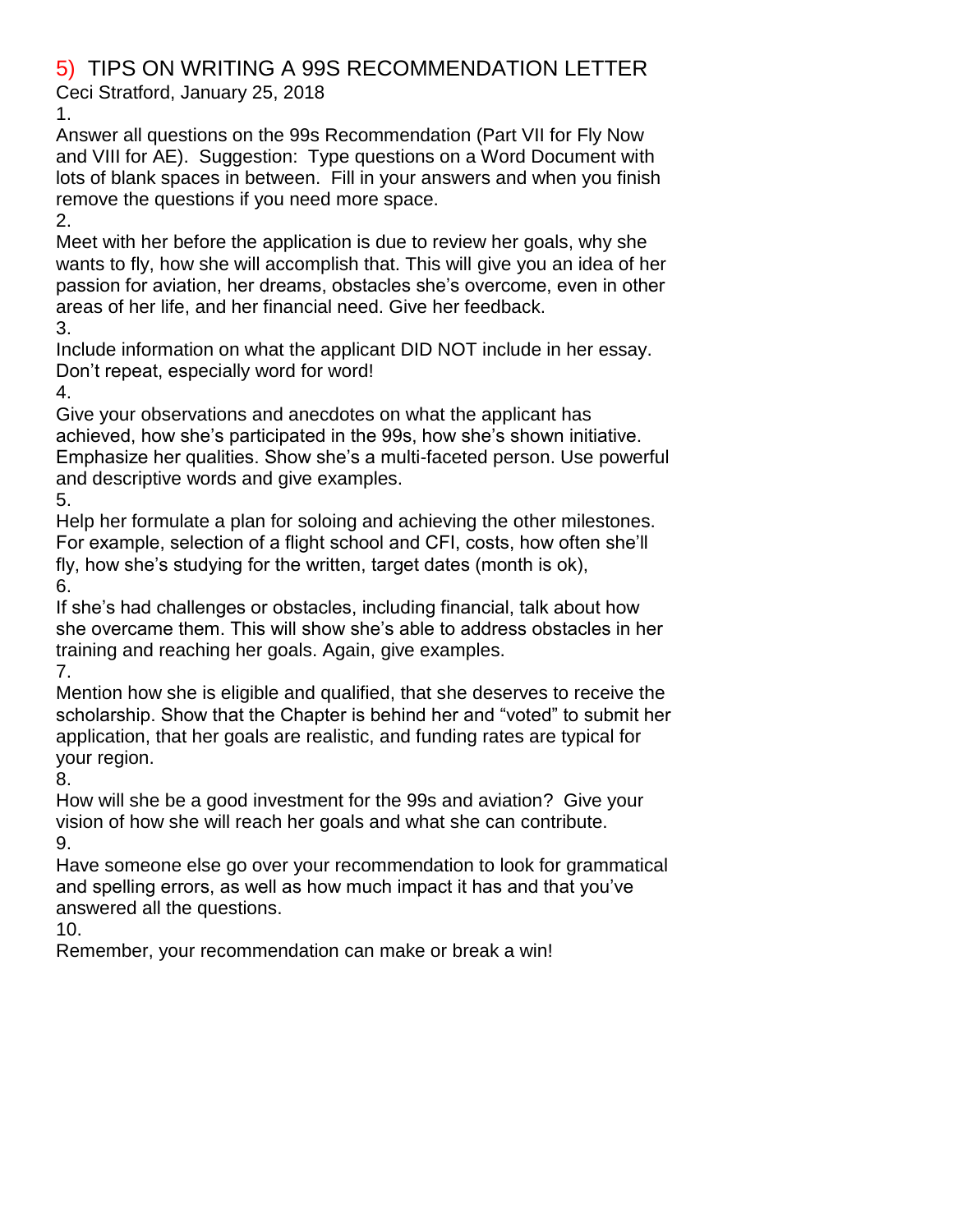## 5) TIPS ON WRITING A 99S RECOMMENDATION LETTER

Ceci Stratford, January 25, 2018

1.
Answer all questions on the 99s Recommendation (Part VII for Fly Now and VIII for AE). Suggestion: Type questions on a Word Document with lots of blank spaces in between. Fill in your answers and when you finish remove the questions if you need more space.

2.
Meet with her before the application is due to review her goals, why she wants to fly, how she will accomplish that. This will give you an idea of her passion for aviation, her dreams, obstacles she's overcome, even in other areas of her life, and her financial need. Give her feedback.

3.
Include information on what the applicant DID NOT include in her essay. Don't repeat, especially word for word!

4.
Give your observations and anecdotes on what the applicant has achieved, how she's participated in the 99s, how she's shown initiative. Emphasize her qualities. Show she's a multi-faceted person. Use powerful and descriptive words and give examples.

5.
Help her formulate a plan for soloing and achieving the other milestones. For example, selection of a flight school and CFI, costs, how often she'll fly, how she's studying for the written, target dates (month is ok),

6.
If she's had challenges or obstacles, including financial, talk about how she overcame them. This will show she's able to address obstacles in her training and reaching her goals. Again, give examples.

7.
Mention how she is eligible and qualified, that she deserves to receive the scholarship. Show that the Chapter is behind her and "voted" to submit her application, that her goals are realistic, and funding rates are typical for your region.

8.
How will she be a good investment for the 99s and aviation? Give your vision of how she will reach her goals and what she can contribute.

9.
Have someone else go over your recommendation to look for grammatical and spelling errors, as well as how much impact it has and that you've answered all the questions.

10.
Remember, your recommendation can make or break a win!